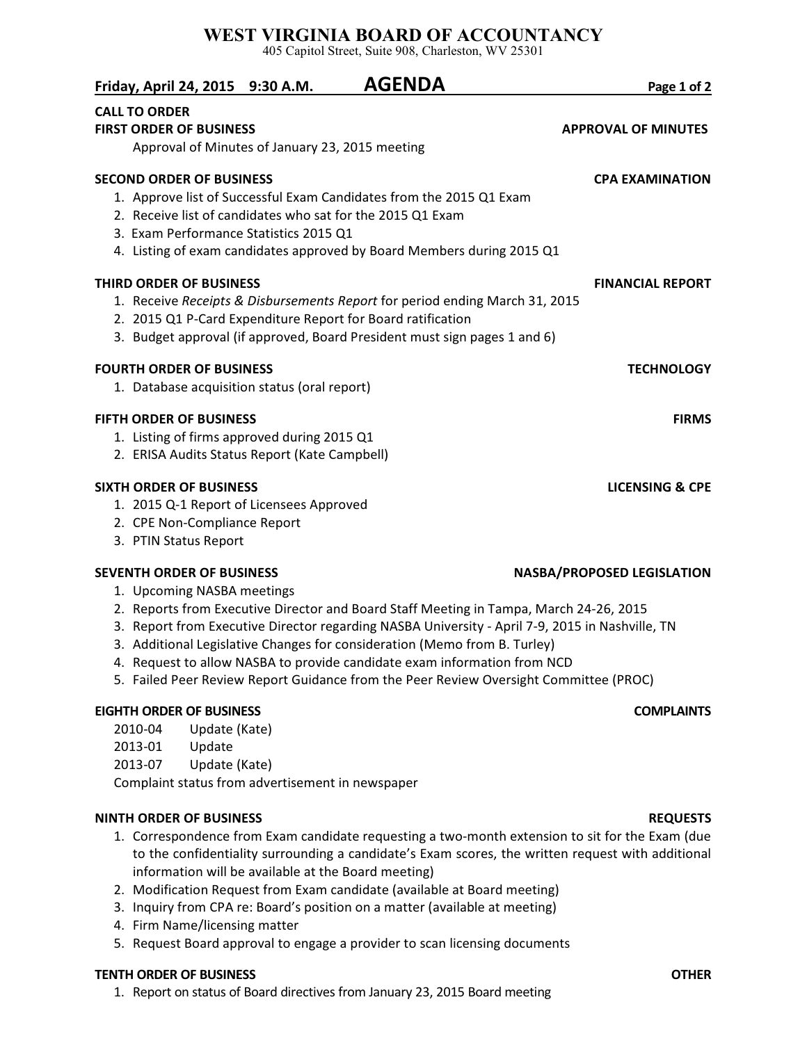# WEST VIRGINIA BOARD OF ACCOUNTANCY

405 Capitol Street, Suite 908, Charleston, WV 25301

**Friday, April 24, 2015 9:30 A.M.** **AGENDA**

**CALL TO ORDER**

**FIRST ORDER OF BUSINESS** — **APPROVAL OF MINUTES**

Approval of Minutes of January 23, 2015 meeting

**SECOND ORDER OF BUSINESS** — **CPA EXAMINATION**

1. Approve list of Successful Exam Candidates from the 2015 Q1 Exam
2. Receive list of candidates who sat for the 2015 Q1 Exam
3. Exam Performance Statistics 2015 Q1
4. Listing of exam candidates approved by Board Members during 2015 Q1

**THIRD ORDER OF BUSINESS** — **FINANCIAL REPORT**

1. Receive *Receipts & Disbursements Report* for period ending March 31, 2015
2. 2015 Q1 P-Card Expenditure Report for Board ratification
3. Budget approval (if approved, Board President must sign pages 1 and 6)

**FOURTH ORDER OF BUSINESS** — **TECHNOLOGY**

1. Database acquisition status (oral report)

**FIFTH ORDER OF BUSINESS** — **FIRMS**

1. Listing of firms approved during 2015 Q1
2. ERISA Audits Status Report (Kate Campbell)

**SIXTH ORDER OF BUSINESS** — **LICENSING & CPE**

1. 2015 Q-1 Report of Licensees Approved
2. CPE Non-Compliance Report
3. PTIN Status Report

**SEVENTH ORDER OF BUSINESS** — **NASBA/PROPOSED LEGISLATION**

1. Upcoming NASBA meetings
2. Reports from Executive Director and Board Staff Meeting in Tampa, March 24-26, 2015
3. Report from Executive Director regarding NASBA University - April 7-9, 2015 in Nashville, TN
3. Additional Legislative Changes for consideration (Memo from B. Turley)
4. Request to allow NASBA to provide candidate exam information from NCD
5. Failed Peer Review Report Guidance from the Peer Review Oversight Committee (PROC)

**EIGHTH ORDER OF BUSINESS** — **COMPLAINTS**

2010-04 Update (Kate)
2013-01 Update
2013-07 Update (Kate)
Complaint status from advertisement in newspaper

**NINTH ORDER OF BUSINESS** — **REQUESTS**

1. Correspondence from Exam candidate requesting a two-month extension to sit for the Exam (due to the confidentiality surrounding a candidate's Exam scores, the written request with additional information will be available at the Board meeting)
2. Modification Request from Exam candidate (available at Board meeting)
3. Inquiry from CPA re: Board's position on a matter (available at meeting)
4. Firm Name/licensing matter
5. Request Board approval to engage a provider to scan licensing documents

**TENTH ORDER OF BUSINESS** — **OTHER**

1. Report on status of Board directives from January 23, 2015 Board meeting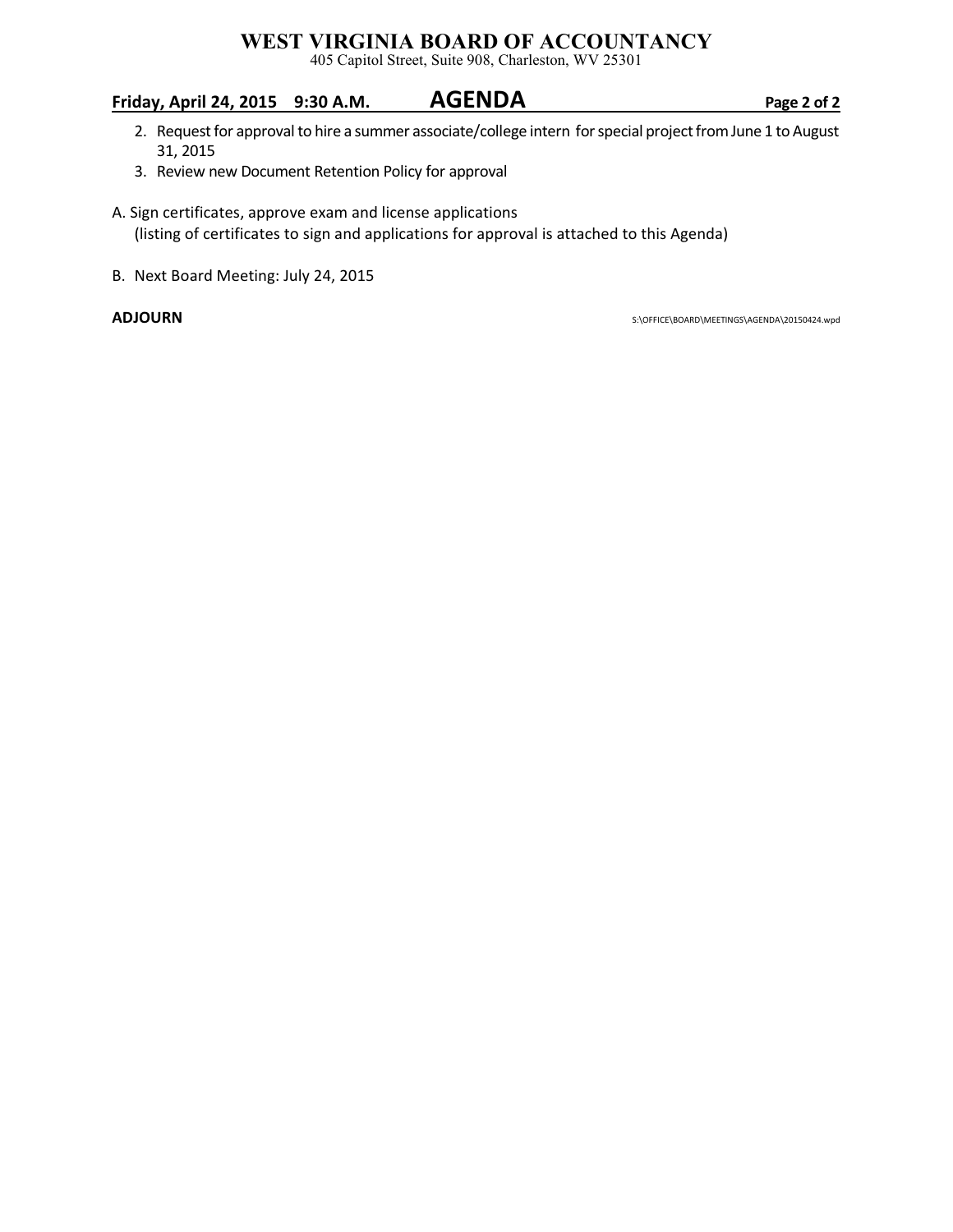2. Request for approval to hire a summer associate/college intern for special project from June 1 to August 31, 2015
3. Review new Document Retention Policy for approval

A. Sign certificates, approve exam and license applications
(listing of certificates to sign and applications for approval is attached to this Agenda)

B. Next Board Meeting: July 24, 2015

**ADJOURN**

S:\OFFICE\BOARD\MEETINGS\AGENDA\20150424.wpd